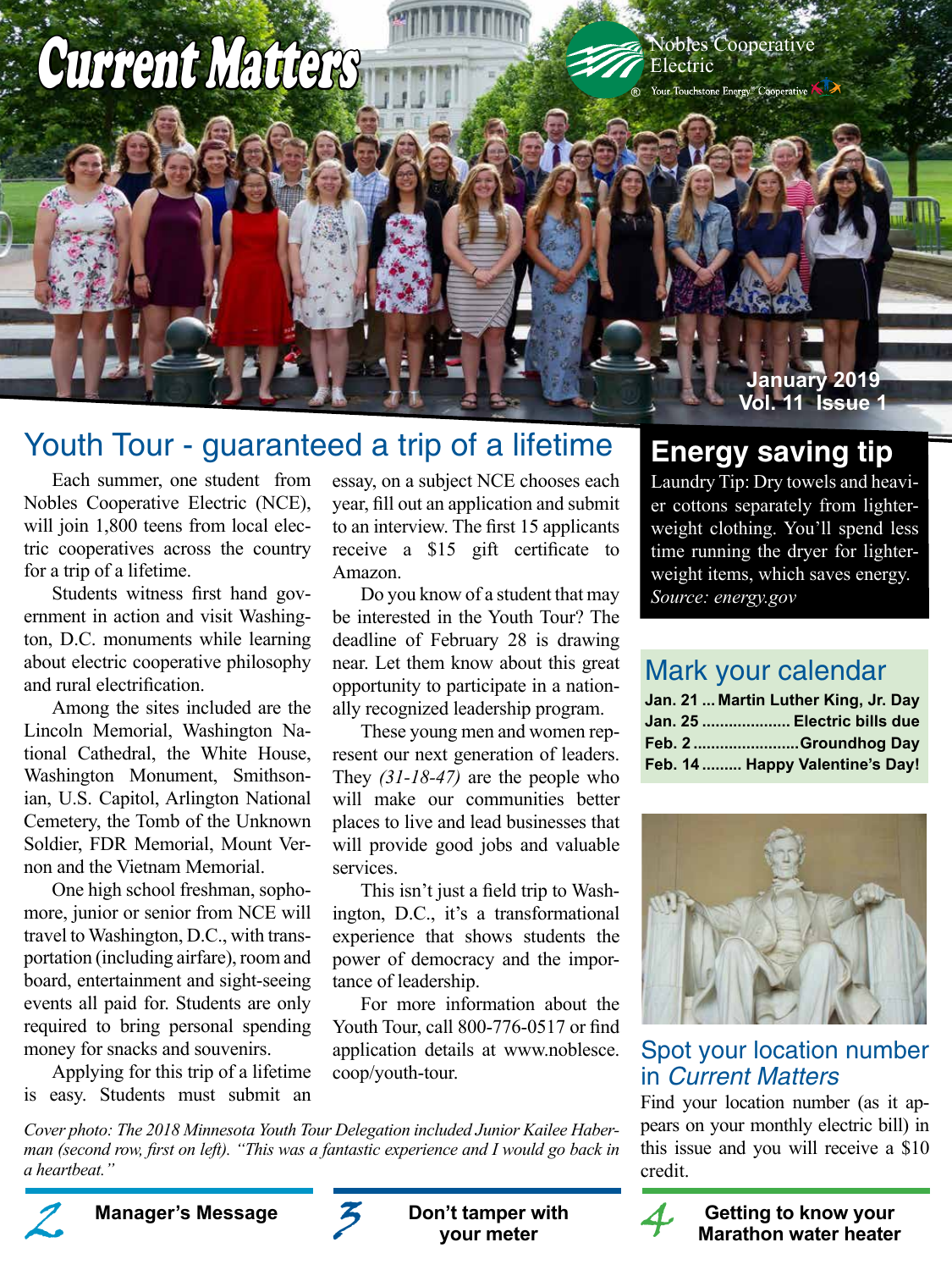# Current Matters

Nobles Cooperative Electric

Your Touchstone Energy® Cooperative

January 2019
Vol. 11 Issue 1

## Youth Tour - guaranteed a trip of a lifetime

Each summer, one student from Nobles Cooperative Electric (NCE), will join 1,800 teens from local electric cooperatives across the country for a trip of a lifetime.

Students witness first hand government in action and visit Washington, D.C. monuments while learning about electric cooperative philosophy and rural electrification.

Among the sites included are the Lincoln Memorial, Washington National Cathedral, the White House, Washington Monument, Smithsonian, U.S. Capitol, Arlington National Cemetery, the Tomb of the Unknown Soldier, FDR Memorial, Mount Vernon and the Vietnam Memorial.

One high school freshman, sophomore, junior or senior from NCE will travel to Washington, D.C., with transportation (including airfare), room and board, entertainment and sight-seeing events all paid for. Students are only required to bring personal spending money for snacks and souvenirs.

Applying for this trip of a lifetime is easy. Students must submit an essay, on a subject NCE chooses each year, fill out an application and submit to an interview. The first 15 applicants receive a $15 gift certificate to Amazon.

Do you know of a student that may be interested in the Youth Tour? The deadline of February 28 is drawing near. Let them know about this great opportunity to participate in a nationally recognized leadership program.

These young men and women represent our next generation of leaders. They *(31-18-47)* are the people who will make our communities better places to live and lead businesses that will provide good jobs and valuable services.

This isn't just a field trip to Washington, D.C., it's a transformational experience that shows students the power of democracy and the importance of leadership.

For more information about the Youth Tour, call 800-776-0517 or find application details at www.noblesce.coop/youth-tour.

*Cover photo: The 2018 Minnesota Youth Tour Delegation included Junior Kailee Haberman (second row, first on left). "This was a fantastic experience and I would go back in a heartbeat."*

## Energy saving tip

Laundry Tip: Dry towels and heavier cottons separately from lighter-weight clothing. You'll spend less time running the dryer for lighter-weight items, which saves energy.
*Source: energy.gov*

## Mark your calendar

**Jan. 21 ... Martin Luther King, Jr. Day**
**Jan. 25 .................... Electric bills due**
**Feb. 2 ........................ Groundhog Day**
**Feb. 14 ......... Happy Valentine's Day!**

## Spot your location number in *Current Matters*

Find your location number (as it appears on your monthly electric bill) in this issue and you will receive a $10 credit.

**2** **Manager's Message**

**3** **Don't tamper with your meter**

**4** **Getting to know your Marathon water heater**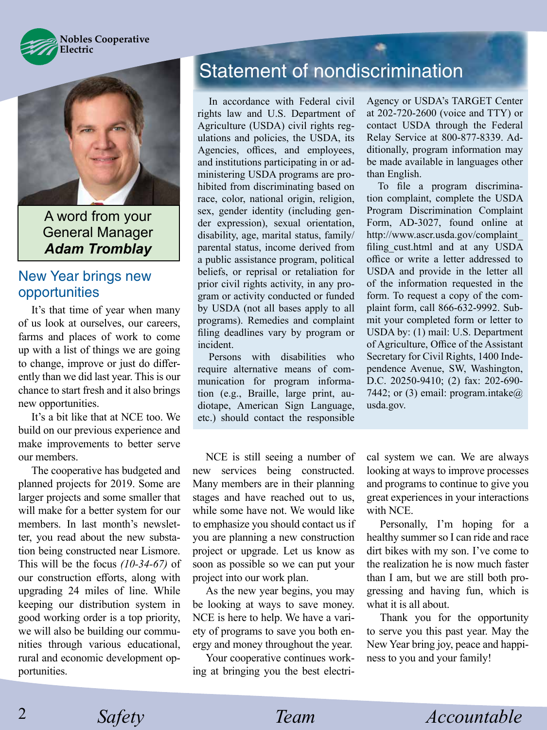Nobles Cooperative Electric

A word from your General Manager
***Adam Tromblay***

## New Year brings new opportunities

It's that time of year when many of us look at ourselves, our careers, farms and places of work to come up with a list of things we are going to change, improve or just do differently than we did last year. This is our chance to start fresh and it also brings new opportunities.

It's a bit like that at NCE too. We build on our previous experience and make improvements to better serve our members.

The cooperative has budgeted and planned projects for 2019. Some are larger projects and some smaller that will make for a better system for our members. In last month's newsletter, you read about the new substation being constructed near Lismore. This will be the focus *(10-34-67)* of our construction efforts, along with upgrading 24 miles of line. While keeping our distribution system in good working order is a top priority, we will also be building our communities through various educational, rural and economic development opportunities.

NCE is still seeing a number of new services being constructed. Many members are in their planning stages and have reached out to us, while some have not. We would like to emphasize you should contact us if you are planning a new construction project or upgrade. Let us know as soon as possible so we can put your project into our work plan.

As the new year begins, you may be looking at ways to save money. NCE is here to help. We have a variety of programs to save you both energy and money throughout the year.

Your cooperative continues working at bringing you the best electrical system we can. We are always looking at ways to improve processes and programs to continue to give you great experiences in your interactions with NCE.

Personally, I'm hoping for a healthy summer so I can ride and race dirt bikes with my son. I've come to the realization he is now much faster than I am, but we are still both progressing and having fun, which is what it is all about.

Thank you for the opportunity to serve you this past year. May the New Year bring joy, peace and happiness to you and your family!

## Statement of nondiscrimination

In accordance with Federal civil rights law and U.S. Department of Agriculture (USDA) civil rights regulations and policies, the USDA, its Agencies, offices, and employees, and institutions participating in or administering USDA programs are prohibited from discriminating based on race, color, national origin, religion, sex, gender identity (including gender expression), sexual orientation, disability, age, marital status, family/parental status, income derived from a public assistance program, political beliefs, or reprisal or retaliation for prior civil rights activity, in any program or activity conducted or funded by USDA (not all bases apply to all programs). Remedies and complaint filing deadlines vary by program or incident.

Persons with disabilities who require alternative means of communication for program information (e.g., Braille, large print, audiotape, American Sign Language, etc.) should contact the responsible Agency or USDA's TARGET Center at 202-720-2600 (voice and TTY) or contact USDA through the Federal Relay Service at 800-877-8339. Additionally, program information may be made available in languages other than English.

To file a program discrimination complaint, complete the USDA Program Discrimination Complaint Form, AD-3027, found online at http://www.ascr.usda.gov/complaint_filing_cust.html and at any USDA office or write a letter addressed to USDA and provide in the letter all of the information requested in the form. To request a copy of the complaint form, call 866-632-9992. Submit your completed form or letter to USDA by: (1) mail: U.S. Department of Agriculture, Office of the Assistant Secretary for Civil Rights, 1400 Independence Avenue, SW, Washington, D.C. 20250-9410; (2) fax: 202-690-7442; or (3) email: program.intake@usda.gov.

*Safety* *Team* *Accountable*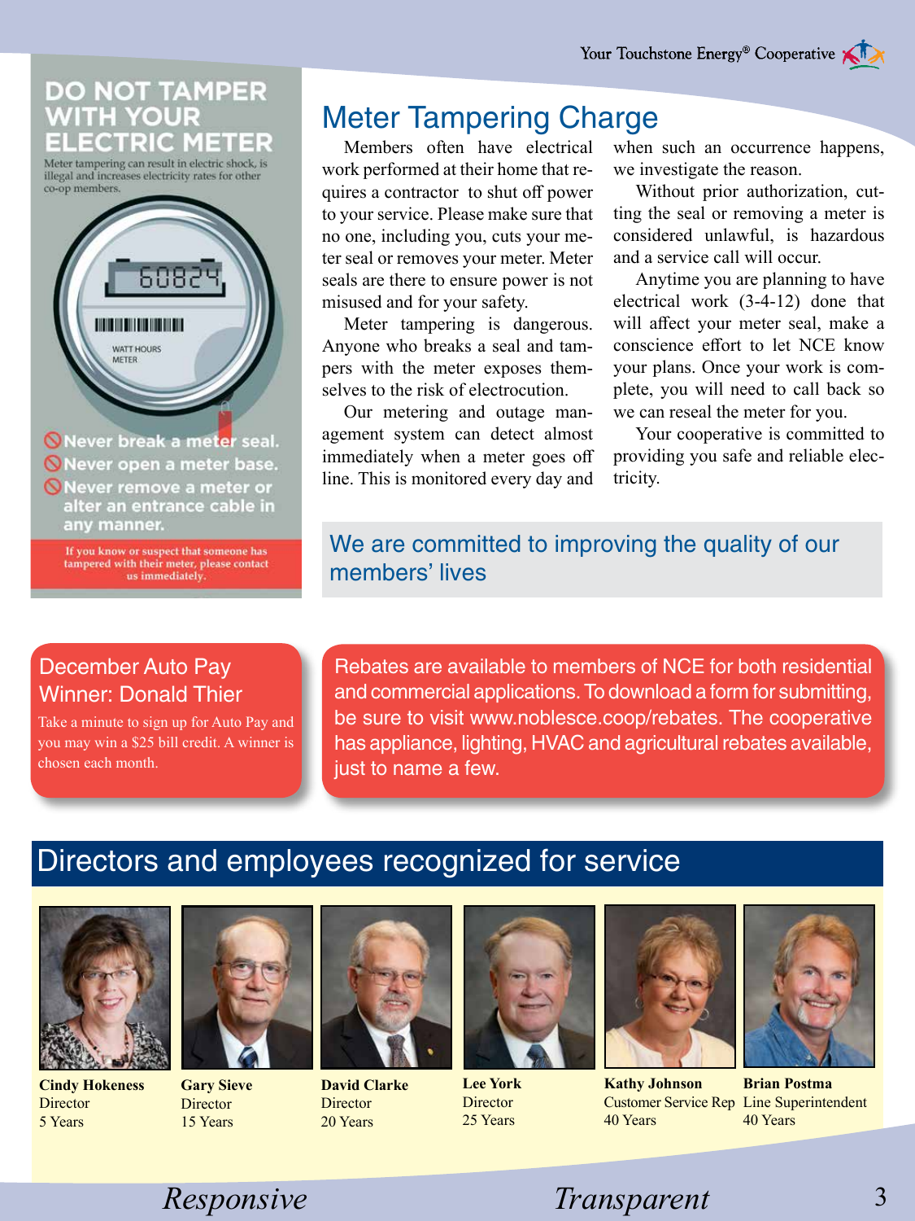## DO NOT TAMPER WITH YOUR ELECTRIC METER

Meter tampering can result in electric shock, is illegal and increases electricity rates for other co-op members.

- Never break a meter seal.
- Never open a meter base.
- Never remove a meter or alter an entrance cable in any manner.

If you know or suspect that someone has tampered with their meter, please contact us immediately.

# Meter Tampering Charge

Members often have electrical work performed at their home that requires a contractor to shut off power to your service. Please make sure that no one, including you, cuts your meter seal or removes your meter. Meter seals are there to ensure power is not misused and for your safety.

Meter tampering is dangerous. Anyone who breaks a seal and tampers with the meter exposes themselves to the risk of electrocution.

Our metering and outage management system can detect almost immediately when a meter goes off line. This is monitored every day and when such an occurrence happens, we investigate the reason.

Without prior authorization, cutting the seal or removing a meter is considered unlawful, is hazardous and a service call will occur.

Anytime you are planning to have electrical work (3-4-12) done that will affect your meter seal, make a conscience effort to let NCE know your plans. Once your work is complete, you will need to call back so we can reseal the meter for you.

Your cooperative is committed to providing you safe and reliable electricity.

## We are committed to improving the quality of our members' lives

## December Auto Pay Winner: Donald Thier

Take a minute to sign up for Auto Pay and you may win a $25 bill credit. A winner is chosen each month.

Rebates are available to members of NCE for both residential and commercial applications. To download a form for submitting, be sure to visit www.noblesce.coop/rebates. The cooperative has appliance, lighting, HVAC and agricultural rebates available, just to name a few.

# Directors and employees recognized for service

**Cindy Hokeness**
Director
5 Years

**Gary Sieve**
Director
15 Years

**David Clarke**
Director
20 Years

**Lee York**
Director
25 Years

**Kathy Johnson**
Customer Service Rep
40 Years

**Brian Postma**
Line Superintendent
40 Years

*Responsive* *Transparent*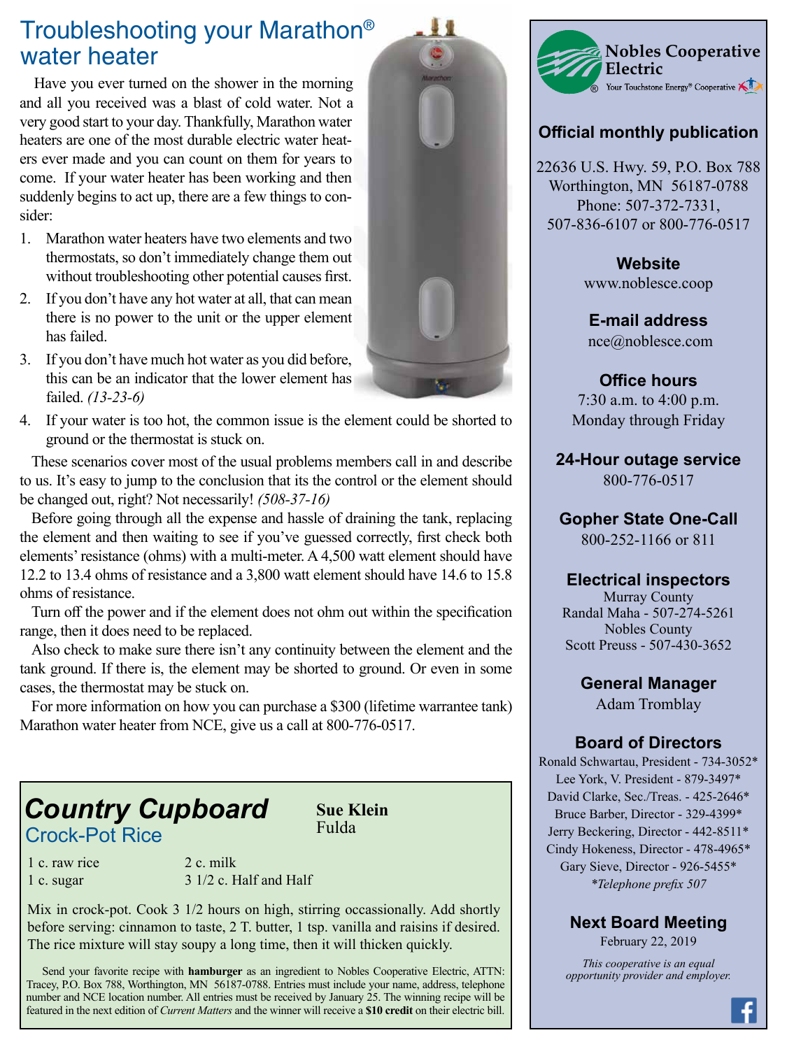# Troubleshooting your Marathon® water heater

Have you ever turned on the shower in the morning and all you received was a blast of cold water. Not a very good start to your day. Thankfully, Marathon water heaters are one of the most durable electric water heaters ever made and you can count on them for years to come. If your water heater has been working and then suddenly begins to act up, there are a few things to consider:

1. Marathon water heaters have two elements and two thermostats, so don't immediately change them out without troubleshooting other potential causes first.
2. If you don't have any hot water at all, that can mean there is no power to the unit or the upper element has failed.
3. If you don't have much hot water as you did before, this can be an indicator that the lower element has failed. *(13-23-6)*
4. If your water is too hot, the common issue is the element could be shorted to ground or the thermostat is stuck on.

These scenarios cover most of the usual problems members call in and describe to us. It's easy to jump to the conclusion that its the control or the element should be changed out, right? Not necessarily! *(508-37-16)*

Before going through all the expense and hassle of draining the tank, replacing the element and then waiting to see if you've guessed correctly, first check both elements' resistance (ohms) with a multi-meter. A 4,500 watt element should have 12.2 to 13.4 ohms of resistance and a 3,800 watt element should have 14.6 to 15.8 ohms of resistance.

Turn off the power and if the element does not ohm out within the specification range, then it does need to be replaced.

Also check to make sure there isn't any continuity between the element and the tank ground. If there is, the element may be shorted to ground. Or even in some cases, the thermostat may be stuck on.

For more information on how you can purchase a $300 (lifetime warrantee tank) Marathon water heater from NCE, give us a call at 800-776-0517.

## *Country Cupboard*

### Crock-Pot Rice

**Sue Klein**
Fulda

1 c. raw rice
1 c. sugar
2 c. milk
3 1/2 c. Half and Half

Mix in crock-pot. Cook 3 1/2 hours on high, stirring occassionally. Add shortly before serving: cinnamon to taste, 2 T. butter, 1 tsp. vanilla and raisins if desired. The rice mixture will stay soupy a long time, then it will thicken quickly.

Send your favorite recipe with **hamburger** as an ingredient to Nobles Cooperative Electric, ATTN: Tracey, P.O. Box 788, Worthington, MN 56187-0788. Entries must include your name, address, telephone number and NCE location number. All entries must be received by January 25. The winning recipe will be featured in the next edition of *Current Matters* and the winner will receive a **$10 credit** on their electric bill.

---

**Nobles Cooperative Electric**
Your Touchstone Energy® Cooperative

### Official monthly publication

22636 U.S. Hwy. 59, P.O. Box 788
Worthington, MN 56187-0788
Phone: 507-372-7331,
507-836-6107 or 800-776-0517

### Website
www.noblesce.coop

### E-mail address
nce@noblesce.com

### Office hours
7:30 a.m. to 4:00 p.m.
Monday through Friday

### 24-Hour outage service
800-776-0517

### Gopher State One-Call
800-252-1166 or 811

### Electrical inspectors
Murray County
Randal Maha - 507-274-5261
Nobles County
Scott Preuss - 507-430-3652

### General Manager
Adam Tromblay

### Board of Directors
Ronald Schwartau, President - 734-3052*
Lee York, V. President - 879-3497*
David Clarke, Sec./Treas. - 425-2646*
Bruce Barber, Director - 329-4399*
Jerry Beckering, Director - 442-8511*
Cindy Hokeness, Director - 478-4965*
Gary Sieve, Director - 926-5455*
**Telephone prefix 507*

### Next Board Meeting
February 22, 2019

*This cooperative is an equal opportunity provider and employer.*